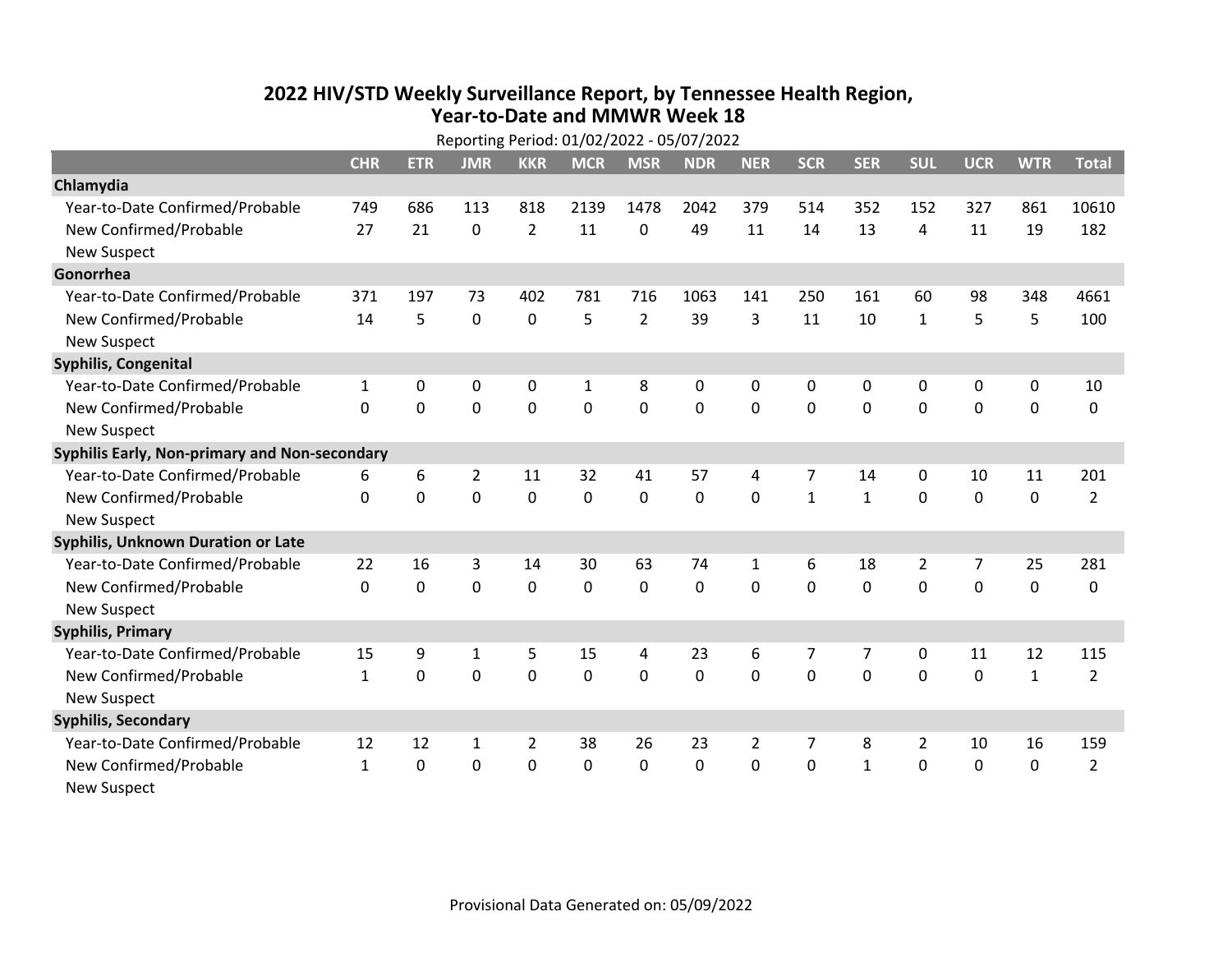# 2022 HIV/STD Weekly Surveillance Report, by Tennessee Health Region, Year-to-Date and MMWR Week 18

Reporting Period: 01/02/2022 - 05/07/2022

| | CHR | ETR | JMR | KKR | MCR | MSR | NDR | NER | SCR | SER | SUL | UCR | WTR | Total |
|---|---|---|---|---|---|---|---|---|---|---|---|---|---|---|
| **Chlamydia** | | | | | | | | | | | | | | |
| Year-to-Date Confirmed/Probable | 749 | 686 | 113 | 818 | 2139 | 1478 | 2042 | 379 | 514 | 352 | 152 | 327 | 861 | 10610 |
| New Confirmed/Probable | 27 | 21 | 0 | 2 | 11 | 0 | 49 | 11 | 14 | 13 | 4 | 11 | 19 | 182 |
| New Suspect | | | | | | | | | | | | | | |
| **Gonorrhea** | | | | | | | | | | | | | | |
| Year-to-Date Confirmed/Probable | 371 | 197 | 73 | 402 | 781 | 716 | 1063 | 141 | 250 | 161 | 60 | 98 | 348 | 4661 |
| New Confirmed/Probable | 14 | 5 | 0 | 0 | 5 | 2 | 39 | 3 | 11 | 10 | 1 | 5 | 5 | 100 |
| New Suspect | | | | | | | | | | | | | | |
| **Syphilis, Congenital** | | | | | | | | | | | | | | |
| Year-to-Date Confirmed/Probable | 1 | 0 | 0 | 0 | 1 | 8 | 0 | 0 | 0 | 0 | 0 | 0 | 0 | 10 |
| New Confirmed/Probable | 0 | 0 | 0 | 0 | 0 | 0 | 0 | 0 | 0 | 0 | 0 | 0 | 0 | 0 |
| New Suspect | | | | | | | | | | | | | | |
| **Syphilis Early, Non-primary and Non-secondary** | | | | | | | | | | | | | | |
| Year-to-Date Confirmed/Probable | 6 | 6 | 2 | 11 | 32 | 41 | 57 | 4 | 7 | 14 | 0 | 10 | 11 | 201 |
| New Confirmed/Probable | 0 | 0 | 0 | 0 | 0 | 0 | 0 | 0 | 1 | 1 | 0 | 0 | 0 | 2 |
| New Suspect | | | | | | | | | | | | | | |
| **Syphilis, Unknown Duration or Late** | | | | | | | | | | | | | | |
| Year-to-Date Confirmed/Probable | 22 | 16 | 3 | 14 | 30 | 63 | 74 | 1 | 6 | 18 | 2 | 7 | 25 | 281 |
| New Confirmed/Probable | 0 | 0 | 0 | 0 | 0 | 0 | 0 | 0 | 0 | 0 | 0 | 0 | 0 | 0 |
| New Suspect | | | | | | | | | | | | | | |
| **Syphilis, Primary** | | | | | | | | | | | | | | |
| Year-to-Date Confirmed/Probable | 15 | 9 | 1 | 5 | 15 | 4 | 23 | 6 | 7 | 7 | 0 | 11 | 12 | 115 |
| New Confirmed/Probable | 1 | 0 | 0 | 0 | 0 | 0 | 0 | 0 | 0 | 0 | 0 | 0 | 1 | 2 |
| New Suspect | | | | | | | | | | | | | | |
| **Syphilis, Secondary** | | | | | | | | | | | | | | |
| Year-to-Date Confirmed/Probable | 12 | 12 | 1 | 2 | 38 | 26 | 23 | 2 | 7 | 8 | 2 | 10 | 16 | 159 |
| New Confirmed/Probable | 1 | 0 | 0 | 0 | 0 | 0 | 0 | 0 | 0 | 1 | 0 | 0 | 0 | 2 |
| New Suspect | | | | | | | | | | | | | | |

Provisional Data Generated on: 05/09/2022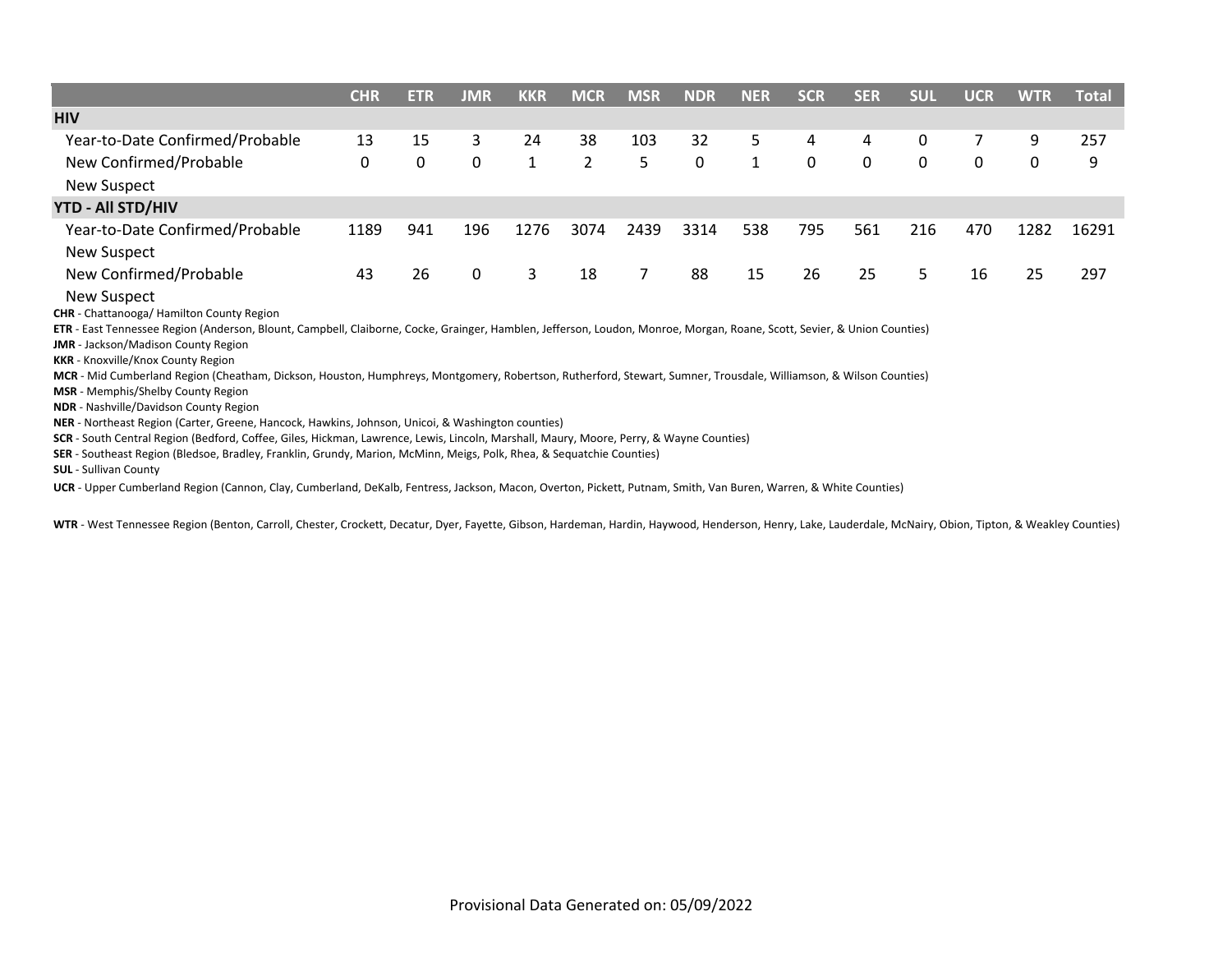| | CHR | ETR | JMR | KKR | MCR | MSR | NDR | NER | SCR | SER | SUL | UCR | WTR | Total |
|---|---|---|---|---|---|---|---|---|---|---|---|---|---|---|
| **HIV** | | | | | | | | | | | | | | |
| Year-to-Date Confirmed/Probable | 13 | 15 | 3 | 24 | 38 | 103 | 32 | 5 | 4 | 4 | 0 | 7 | 9 | 257 |
| New Confirmed/Probable | 0 | 0 | 0 | 1 | 2 | 5 | 0 | 1 | 0 | 0 | 0 | 0 | 0 | 9 |
| New Suspect | | | | | | | | | | | | | | |
| **YTD - All STD/HIV** | | | | | | | | | | | | | | |
| Year-to-Date Confirmed/Probable | 1189 | 941 | 196 | 1276 | 3074 | 2439 | 3314 | 538 | 795 | 561 | 216 | 470 | 1282 | 16291 |
| New Suspect | | | | | | | | | | | | | | |
| New Confirmed/Probable | 43 | 26 | 0 | 3 | 18 | 7 | 88 | 15 | 26 | 25 | 5 | 16 | 25 | 297 |
| New Suspect | | | | | | | | | | | | | | |

**CHR** - Chattanooga/ Hamilton County Region

**ETR** - East Tennessee Region (Anderson, Blount, Campbell, Claiborne, Cocke, Grainger, Hamblen, Jefferson, Loudon, Monroe, Morgan, Roane, Scott, Sevier, & Union Counties)

**JMR** - Jackson/Madison County Region

**KKR** - Knoxville/Knox County Region

**MCR** - Mid Cumberland Region (Cheatham, Dickson, Houston, Humphreys, Montgomery, Robertson, Rutherford, Stewart, Sumner, Trousdale, Williamson, & Wilson Counties)

**MSR** - Memphis/Shelby County Region

**NDR** - Nashville/Davidson County Region

**NER** - Northeast Region (Carter, Greene, Hancock, Hawkins, Johnson, Unicoi, & Washington counties)

**SCR** - South Central Region (Bedford, Coffee, Giles, Hickman, Lawrence, Lewis, Lincoln, Marshall, Maury, Moore, Perry, & Wayne Counties)

**SER** - Southeast Region (Bledsoe, Bradley, Franklin, Grundy, Marion, McMinn, Meigs, Polk, Rhea, & Sequatchie Counties)

**SUL** - Sullivan County

**UCR** - Upper Cumberland Region (Cannon, Clay, Cumberland, DeKalb, Fentress, Jackson, Macon, Overton, Pickett, Putnam, Smith, Van Buren, Warren, & White Counties)

**WTR** - West Tennessee Region (Benton, Carroll, Chester, Crockett, Decatur, Dyer, Fayette, Gibson, Hardeman, Hardin, Haywood, Henderson, Henry, Lake, Lauderdale, McNairy, Obion, Tipton, & Weakley Counties)

Provisional Data Generated on: 05/09/2022